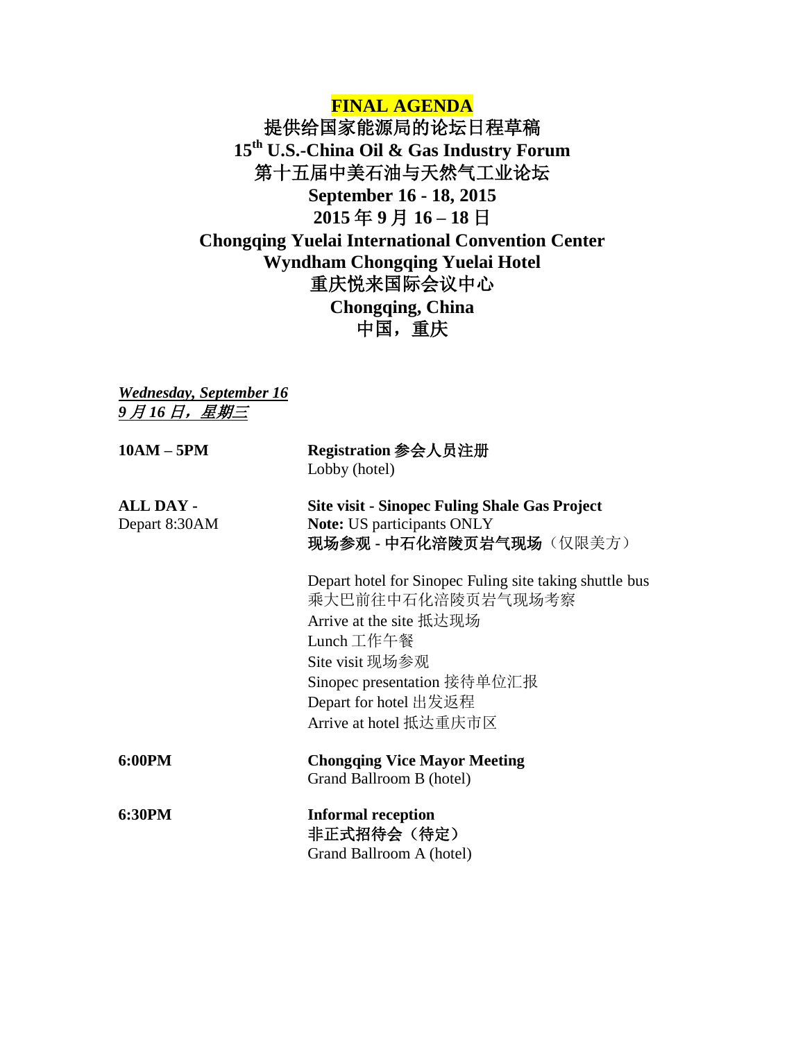**FINAL AGENDA**

**提供给国家能源局的论坛日程草稿**

**15th U.S.-China Oil & Gas Industry Forum**

**第十五届中美石油与天然气工业论坛**

**September 16 - 18, 2015**

**2015 年 9 月 16 – 18 日**

**Chongqing Yuelai International Convention Center**

**Wyndham Chongqing Yuelai Hotel**

**重庆悦来国际会议中心**

**Chongqing, China**

**中国，重庆**

***Wednesday, September 16***

***9 月 16 日，星期三***

| | |
|---|---|
| **10AM – 5PM** | **Registration 参会人员注册**<br>Lobby (hotel) |
| **ALL DAY -**<br>Depart 8:30AM | **Site visit - Sinopec Fuling Shale Gas Project**<br>**Note:** US participants ONLY<br>**现场参观 - 中石化涪陵页岩气现场**（仅限美方）<br><br>Depart hotel for Sinopec Fuling site taking shuttle bus<br>乘大巴前往中石化涪陵页岩气现场考察<br>Arrive at the site 抵达现场<br>Lunch 工作午餐<br>Site visit 现场参观<br>Sinopec presentation 接待单位汇报<br>Depart for hotel 出发返程<br>Arrive at hotel 抵达重庆市区 |
| **6:00PM** | **Chongqing Vice Mayor Meeting**<br>Grand Ballroom B (hotel) |
| **6:30PM** | **Informal reception**<br>**非正式招待会（待定）**<br>Grand Ballroom A (hotel) |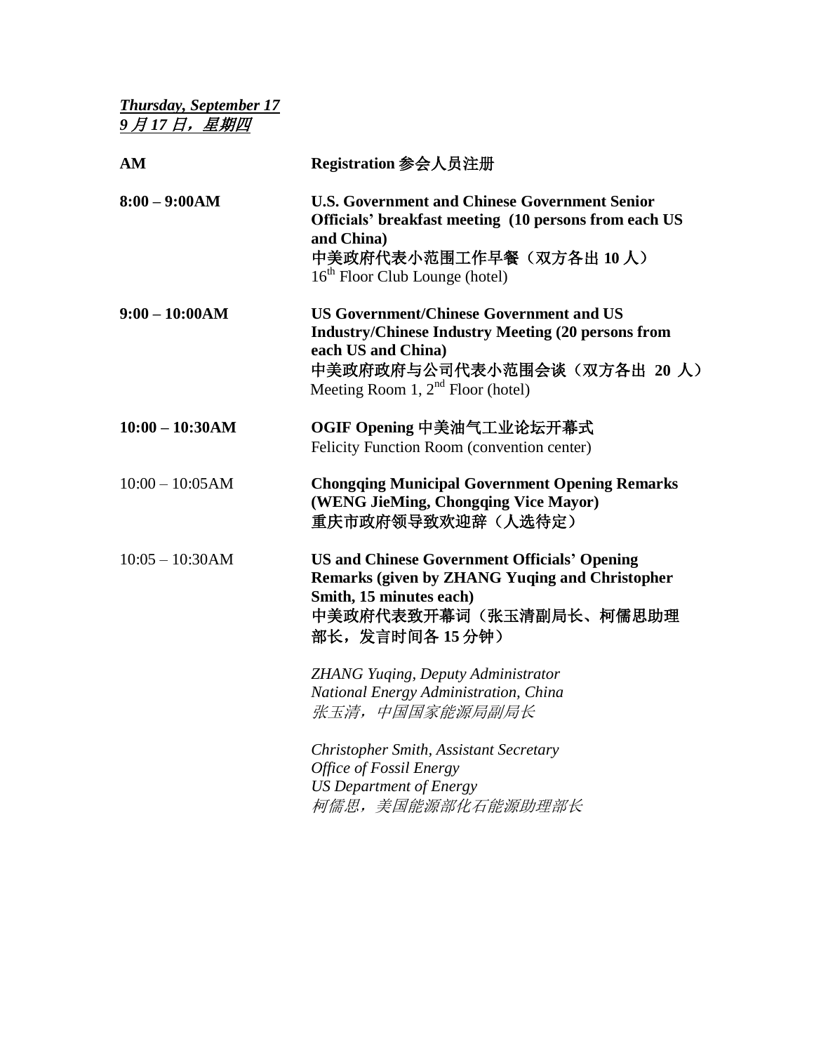***Thursday, September 17***
***9 月 17 日，星期四***

**AM** — **Registration 参会人员注册**

**8:00 – 9:00AM** — **U.S. Government and Chinese Government Senior Officials' breakfast meeting (10 persons from each US and China)**
**中美政府代表小范围工作早餐（双方各出 10 人）**
16th Floor Club Lounge (hotel)

**9:00 – 10:00AM** — **US Government/Chinese Government and US Industry/Chinese Industry Meeting (20 persons from each US and China)**
**中美政府政府与公司代表小范围会谈（双方各出 20 人）**
Meeting Room 1, 2nd Floor (hotel)

**10:00 – 10:30AM** — **OGIF Opening 中美油气工业论坛开幕式**
Felicity Function Room (convention center)

10:00 – 10:05AM — **Chongqing Municipal Government Opening Remarks (WENG JieMing, Chongqing Vice Mayor)**
**重庆市政府领导致欢迎辞（人选待定）**

10:05 – 10:30AM — **US and Chinese Government Officials' Opening Remarks (given by ZHANG Yuqing and Christopher Smith, 15 minutes each)**
**中美政府代表致开幕词（张玉清副局长、柯儒思助理部长，发言时间各 15 分钟）**

*ZHANG Yuqing, Deputy Administrator*
*National Energy Administration, China*
*张玉清，中国国家能源局副局长*

*Christopher Smith, Assistant Secretary*
*Office of Fossil Energy*
*US Department of Energy*
*柯儒思，美国能源部化石能源助理部长*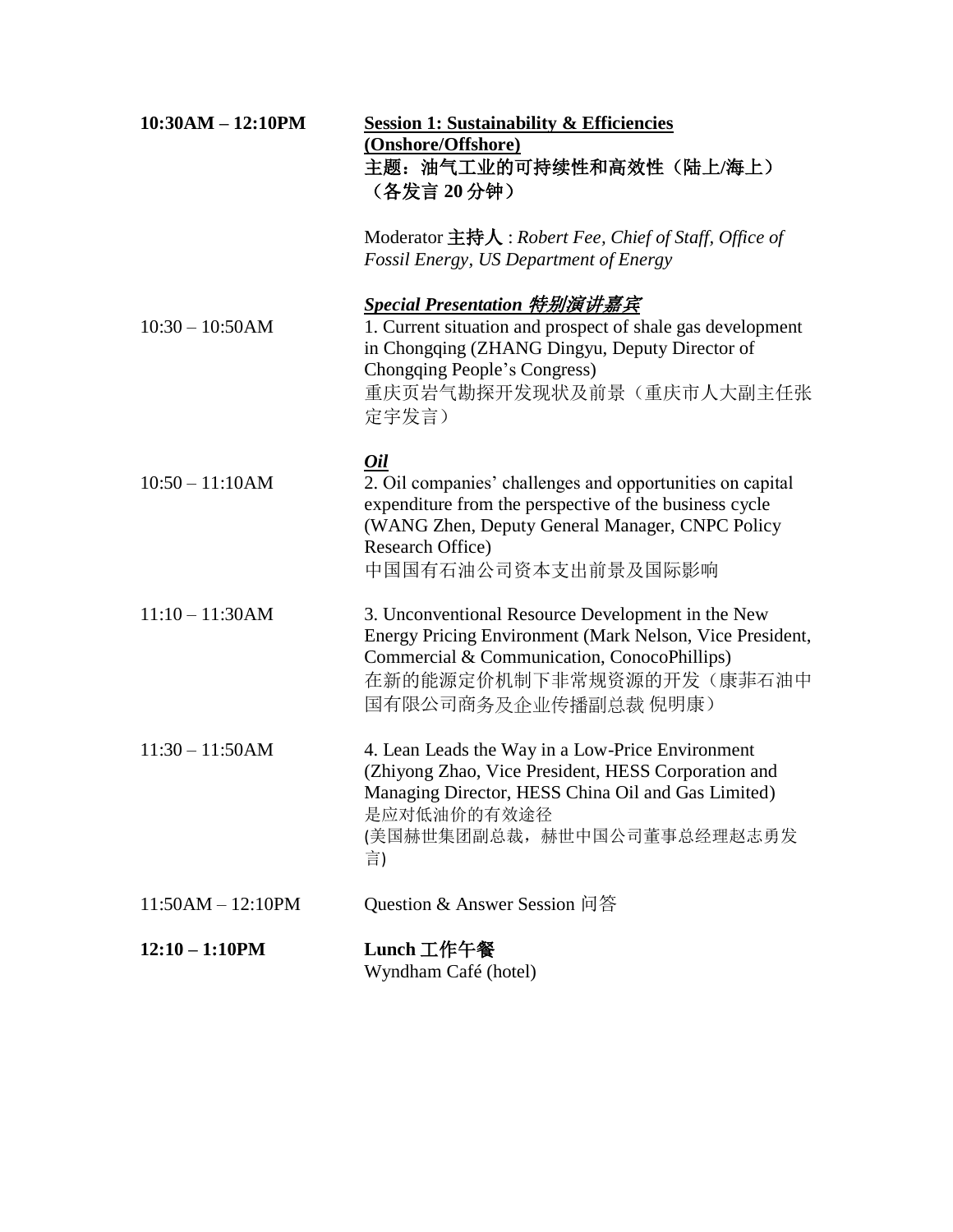**10:30AM – 12:10PM**

**Session 1: Sustainability & Efficiencies (Onshore/Offshore)**
**主题：油气工业的可持续性和高效性（陆上/海上）（各发言 20 分钟）**

Moderator **主持人** : *Robert Fee, Chief of Staff, Office of Fossil Energy, US Department of Energy*

***Special Presentation 特别演讲嘉宾***

10:30 – 10:50AM

1. Current situation and prospect of shale gas development in Chongqing (ZHANG Dingyu, Deputy Director of Chongqing People's Congress)
重庆页岩气勘探开发现状及前景（重庆市人大副主任张定宇发言）

***Oil***

10:50 – 11:10AM

2. Oil companies' challenges and opportunities on capital expenditure from the perspective of the business cycle (WANG Zhen, Deputy General Manager, CNPC Policy Research Office)
中国国有石油公司资本支出前景及国际影响

11:10 – 11:30AM

3. Unconventional Resource Development in the New Energy Pricing Environment (Mark Nelson, Vice President, Commercial & Communication, ConocoPhillips)
在新的能源定价机制下非常规资源的开发（康菲石油中国有限公司商务及企业传播副总裁 倪明康）

11:30 – 11:50AM

4. Lean Leads the Way in a Low-Price Environment (Zhiyong Zhao, Vice President, HESS Corporation and Managing Director, HESS China Oil and Gas Limited)
是应对低油价的有效途径
(美国赫世集团副总裁，赫世中国公司董事总经理赵志勇发言)

11:50AM – 12:10PM

Question & Answer Session 问答

**12:10 – 1:10PM**

**Lunch 工作午餐**
Wyndham Café (hotel)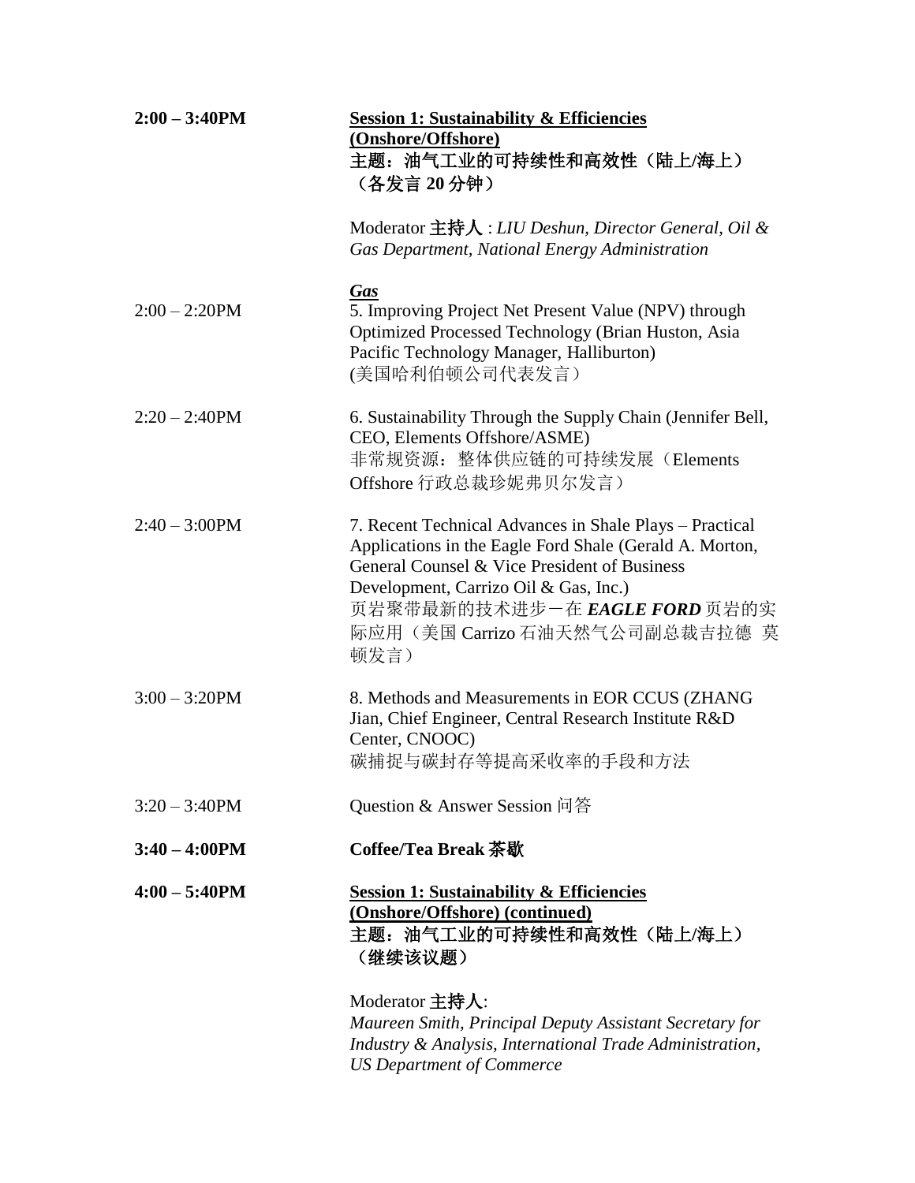**2:00 – 3:40PM** **Session 1: Sustainability & Efficiencies (Onshore/Offshore)**
**主题：油气工业的可持续性和高效性（陆上/海上）（各发言 20 分钟）**

Moderator **主持人** : *LIU Deshun, Director General, Oil & Gas Department, National Energy Administration*

***Gas***

2:00 – 2:20PM
5. Improving Project Net Present Value (NPV) through Optimized Processed Technology (Brian Huston, Asia Pacific Technology Manager, Halliburton)
(美国哈利伯顿公司代表发言）

2:20 – 2:40PM
6. Sustainability Through the Supply Chain (Jennifer Bell, CEO, Elements Offshore/ASME)
非常规资源：整体供应链的可持续发展（Elements Offshore 行政总裁珍妮弗贝尔发言）

2:40 – 3:00PM
7. Recent Technical Advances in Shale Plays – Practical Applications in the Eagle Ford Shale (Gerald A. Morton, General Counsel & Vice President of Business Development, Carrizo Oil & Gas, Inc.)
页岩聚带最新的技术进步－在 ***EAGLE FORD*** 页岩的实际应用（美国 Carrizo 石油天然气公司副总裁吉拉德 莫顿发言）

3:00 – 3:20PM
8. Methods and Measurements in EOR CCUS (ZHANG Jian, Chief Engineer, Central Research Institute R&D Center, CNOOC)
碳捕捉与碳封存等提高采收率的手段和方法

3:20 – 3:40PM
Question & Answer Session 问答

**3:40 – 4:00PM** **Coffee/Tea Break 茶歇**

**4:00 – 5:40PM** **Session 1: Sustainability & Efficiencies (Onshore/Offshore) (continued)**
**主题：油气工业的可持续性和高效性（陆上/海上）（继续该议题）**

Moderator **主持人**:
*Maureen Smith, Principal Deputy Assistant Secretary for Industry & Analysis, International Trade Administration, US Department of Commerce*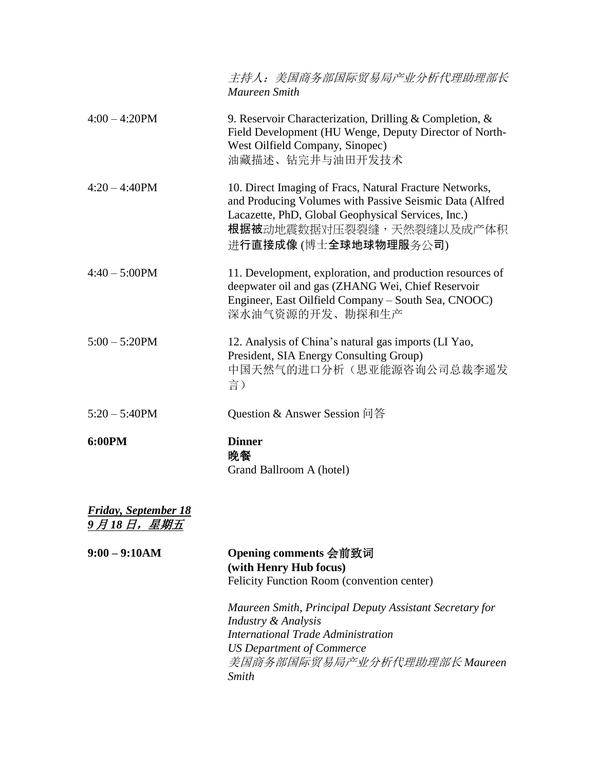*主持人：美国商务部国际贸易局产业分析代理助理部长 Maureen Smith*

| | |
|---|---|
| 4:00 – 4:20PM | 9. Reservoir Characterization, Drilling & Completion, & Field Development (HU Wenge, Deputy Director of North-West Oilfield Company, Sinopec)<br>油藏描述、钻完井与油田开发技术 |
| 4:20 – 4:40PM | 10. Direct Imaging of Fracs, Natural Fracture Networks, and Producing Volumes with Passive Seismic Data (Alfred Lacazette, PhD, Global Geophysical Services, Inc.)<br>根据被动地震数据对压裂裂缝，天然裂缝以及成产体积进行直接成像 (博士全球地球物理服务公司) |
| 4:40 – 5:00PM | 11. Development, exploration, and production resources of deepwater oil and gas (ZHANG Wei, Chief Reservoir Engineer, East Oilfield Company – South Sea, CNOOC)<br>深水油气资源的开发、勘探和生产 |
| 5:00 – 5:20PM | 12. Analysis of China's natural gas imports (LI Yao, President, SIA Energy Consulting Group)<br>中国天然气的进口分析（思亚能源咨询公司总裁李遥发言） |
| 5:20 – 5:40PM | Question & Answer Session 问答 |
| **6:00PM** | **Dinner**<br>**晚餐**<br>Grand Ballroom A (hotel) |

***Friday, September 18***
***9 月 18 日，星期五***

| | |
|---|---|
| **9:00 – 9:10AM** | **Opening comments 会前致词**<br>**(with Henry Hub focus)**<br>Felicity Function Room (convention center)<br><br>*Maureen Smith, Principal Deputy Assistant Secretary for Industry & Analysis*<br>*International Trade Administration*<br>*US Department of Commerce*<br>*美国商务部国际贸易局产业分析代理助理部长 Maureen Smith* |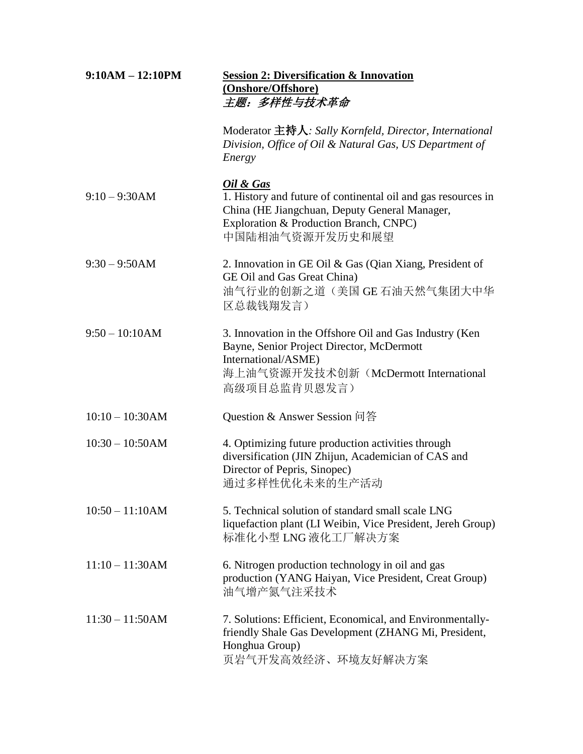**9:10AM – 12:10PM** **<u>Session 2: Diversification & Innovation (Onshore/Offshore)</u>**
***<u>主题：多样性与技术革命</u>***

Moderator **主持人***: Sally Kornfeld, Director, International Division, Office of Oil & Natural Gas, US Department of Energy*

***<u>Oil & Gas</u>***

| | |
|---|---|
| 9:10 – 9:30AM | 1. History and future of continental oil and gas resources in China (HE Jiangchuan, Deputy General Manager, Exploration & Production Branch, CNPC)<br>中国陆相油气资源开发历史和展望 |
| 9:30 – 9:50AM | 2. Innovation in GE Oil & Gas (Qian Xiang, President of GE Oil and Gas Great China)<br>油气行业的创新之道（美国 GE 石油天然气集团大中华区总裁钱翔发言） |
| 9:50 – 10:10AM | 3. Innovation in the Offshore Oil and Gas Industry (Ken Bayne, Senior Project Director, McDermott International/ASME)<br>海上油气资源开发技术创新（McDermott International 高级项目总监肯贝恩发言） |
| 10:10 – 10:30AM | Question & Answer Session 问答 |
| 10:30 – 10:50AM | 4. Optimizing future production activities through diversification (JIN Zhijun, Academician of CAS and Director of Pepris, Sinopec)<br>通过多样性优化未来的生产活动 |
| 10:50 – 11:10AM | 5. Technical solution of standard small scale LNG liquefaction plant (LI Weibin, Vice President, Jereh Group)<br>标准化小型 LNG 液化工厂解决方案 |
| 11:10 – 11:30AM | 6. Nitrogen production technology in oil and gas production (YANG Haiyan, Vice President, Creat Group)<br>油气增产氮气注采技术 |
| 11:30 – 11:50AM | 7. Solutions: Efficient, Economical, and Environmentally-friendly Shale Gas Development (ZHANG Mi, President, Honghua Group)<br>页岩气开发高效经济、环境友好解决方案 |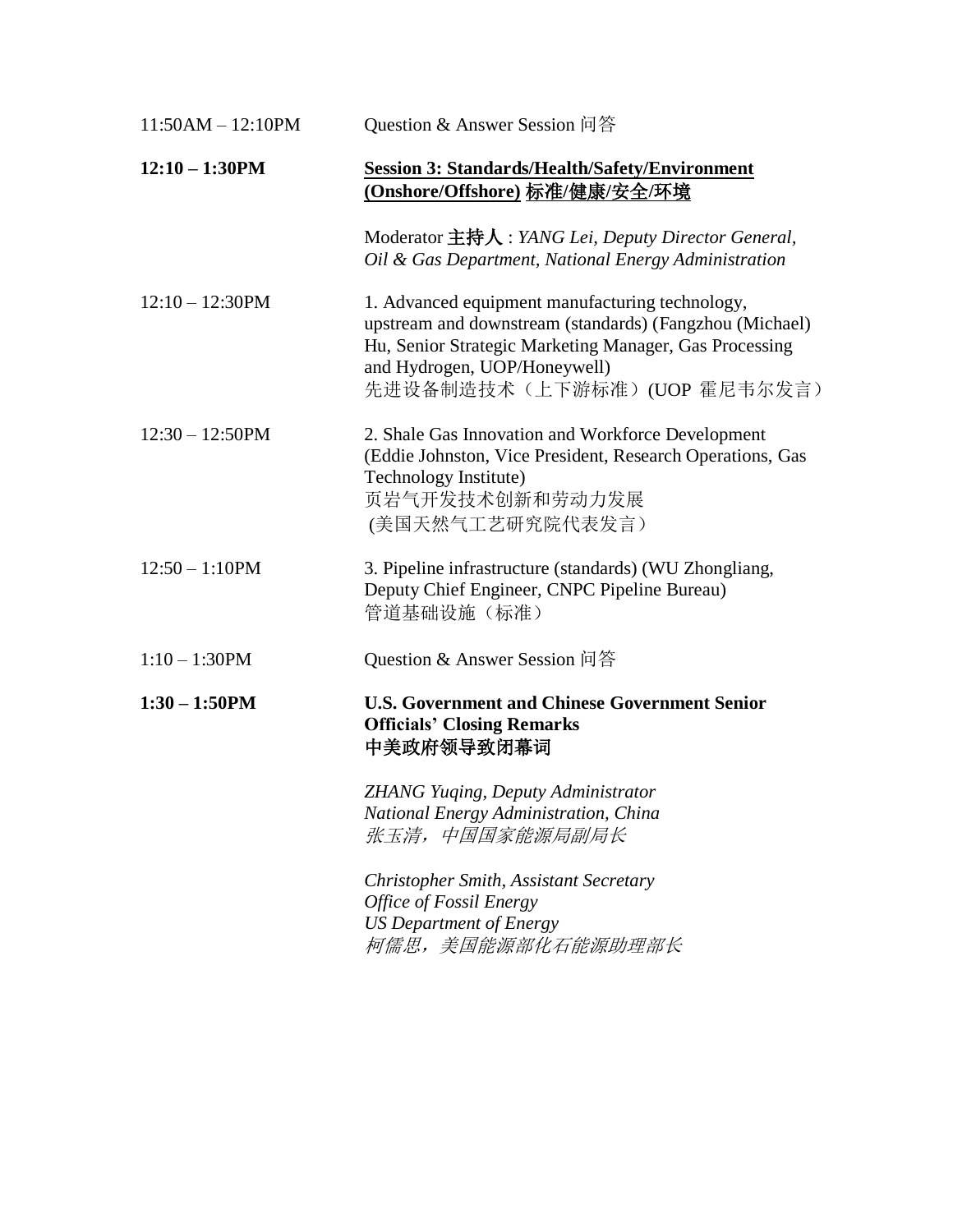11:50AM – 12:10PM Question & Answer Session 问答

**12:10 – 1:30PM** **<u>Session 3: Standards/Health/Safety/Environment (Onshore/Offshore) 标准/健康/安全/环境</u>**

Moderator **主持人** : *YANG Lei, Deputy Director General, Oil & Gas Department, National Energy Administration*

12:10 – 12:30PM 1. Advanced equipment manufacturing technology, upstream and downstream (standards) (Fangzhou (Michael) Hu, Senior Strategic Marketing Manager, Gas Processing and Hydrogen, UOP/Honeywell)
先进设备制造技术（上下游标准）(UOP 霍尼韦尔发言)

12:30 – 12:50PM 2. Shale Gas Innovation and Workforce Development (Eddie Johnston, Vice President, Research Operations, Gas Technology Institute)
页岩气开发技术创新和劳动力发展
(美国天然气工艺研究院代表发言)

12:50 – 1:10PM 3. Pipeline infrastructure (standards) (WU Zhongliang, Deputy Chief Engineer, CNPC Pipeline Bureau)
管道基础设施（标准）

1:10 – 1:30PM Question & Answer Session 问答

**1:30 – 1:50PM** **U.S. Government and Chinese Government Senior Officials' Closing Remarks**
**中美政府领导致闭幕词**

*ZHANG Yuqing, Deputy Administrator*
*National Energy Administration, China*
*张玉清，中国国家能源局副局长*

*Christopher Smith, Assistant Secretary*
*Office of Fossil Energy*
*US Department of Energy*
*柯儒思，美国能源部化石能源助理部长*